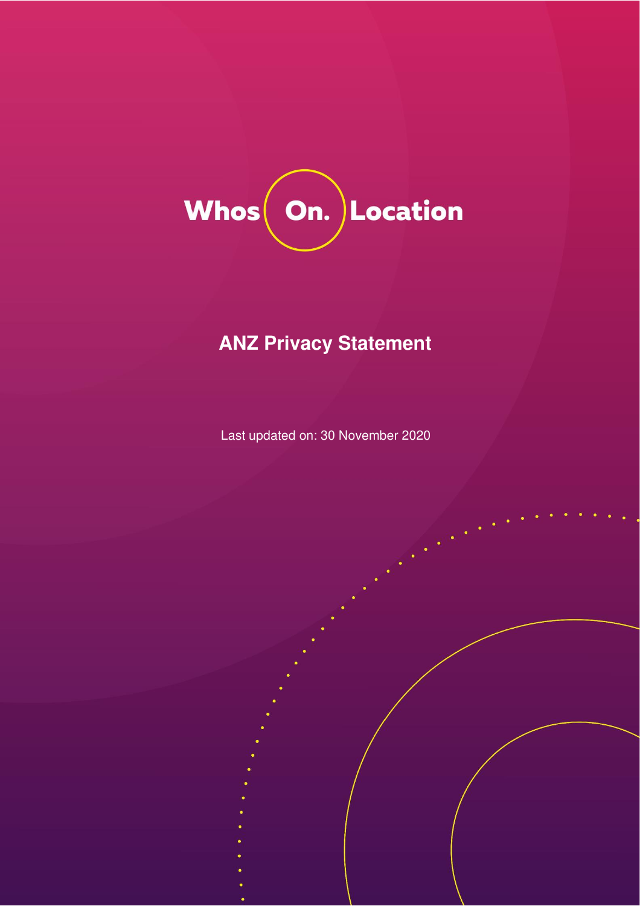Whos On. Location

# ANZ Privacy Statement

Last updated on: 30 November 2020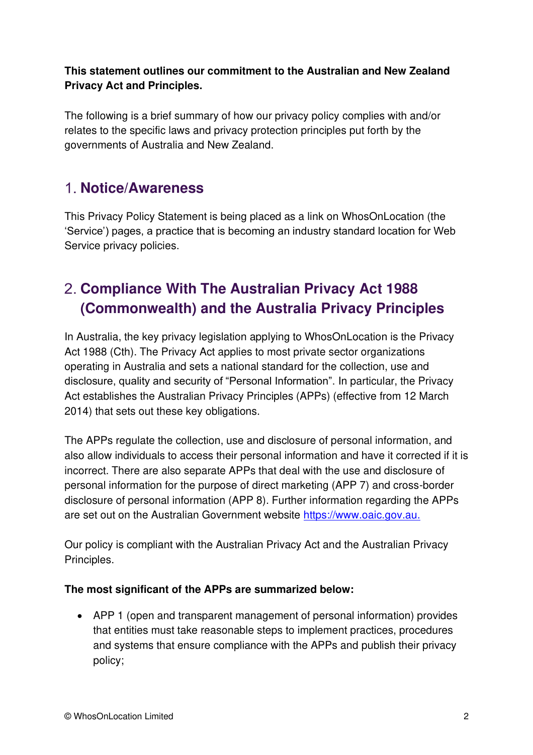**This statement outlines our commitment to the Australian and New Zealand Privacy Act and Principles.**

The following is a brief summary of how our privacy policy complies with and/or relates to the specific laws and privacy protection principles put forth by the governments of Australia and New Zealand.

## 1. Notice/Awareness

This Privacy Policy Statement is being placed as a link on WhosOnLocation (the 'Service') pages, a practice that is becoming an industry standard location for Web Service privacy policies.

## 2. Compliance With The Australian Privacy Act 1988 (Commonwealth) and the Australia Privacy Principles

In Australia, the key privacy legislation applying to WhosOnLocation is the Privacy Act 1988 (Cth). The Privacy Act applies to most private sector organizations operating in Australia and sets a national standard for the collection, use and disclosure, quality and security of "Personal Information". In particular, the Privacy Act establishes the Australian Privacy Principles (APPs) (effective from 12 March 2014) that sets out these key obligations.

The APPs regulate the collection, use and disclosure of personal information, and also allow individuals to access their personal information and have it corrected if it is incorrect. There are also separate APPs that deal with the use and disclosure of personal information for the purpose of direct marketing (APP 7) and cross-border disclosure of personal information (APP 8). Further information regarding the APPs are set out on the Australian Government website [https://www.oaic.gov.au.](https://www.oaic.gov.au)

Our policy is compliant with the Australian Privacy Act and the Australian Privacy Principles.

**The most significant of the APPs are summarized below:**

- APP 1 (open and transparent management of personal information) provides that entities must take reasonable steps to implement practices, procedures and systems that ensure compliance with the APPs and publish their privacy policy;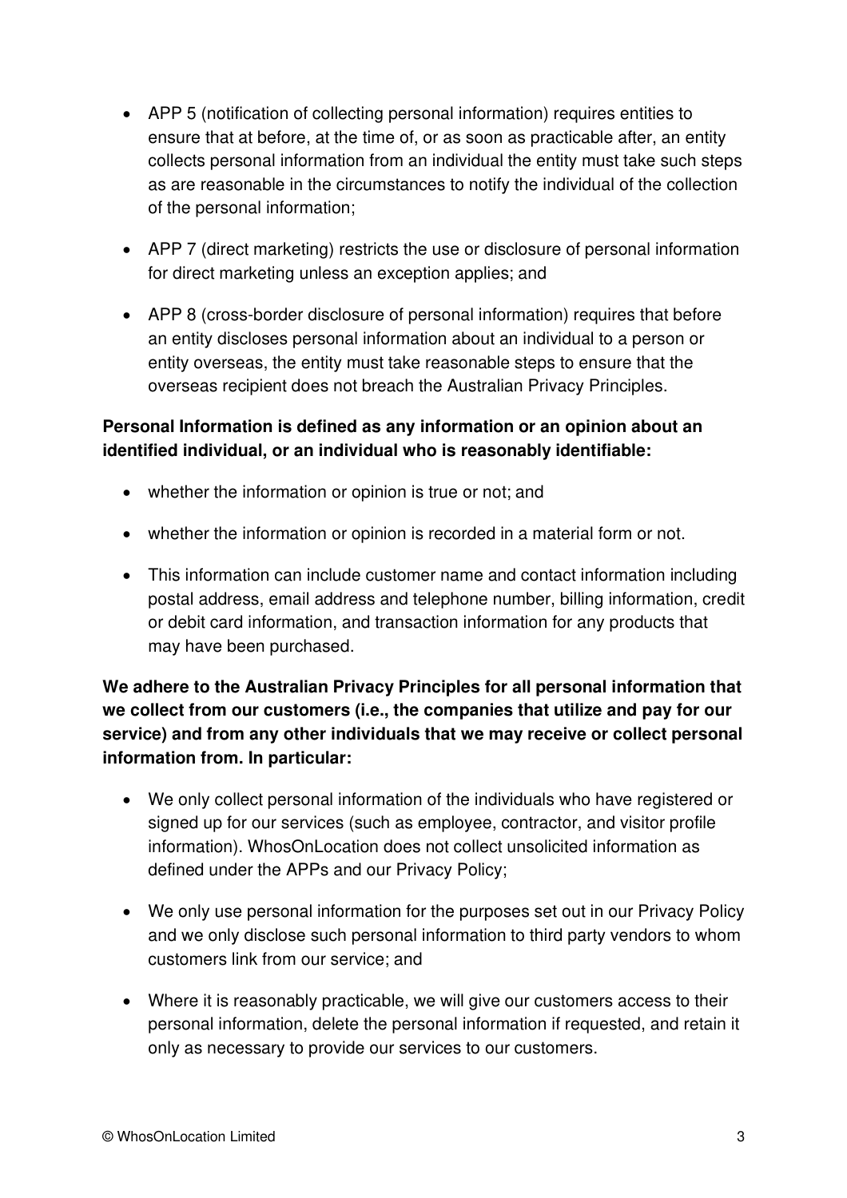- APP 5 (notification of collecting personal information) requires entities to ensure that at before, at the time of, or as soon as practicable after, an entity collects personal information from an individual the entity must take such steps as are reasonable in the circumstances to notify the individual of the collection of the personal information;
- APP 7 (direct marketing) restricts the use or disclosure of personal information for direct marketing unless an exception applies; and
- APP 8 (cross-border disclosure of personal information) requires that before an entity discloses personal information about an individual to a person or entity overseas, the entity must take reasonable steps to ensure that the overseas recipient does not breach the Australian Privacy Principles.

**Personal Information is defined as any information or an opinion about an identified individual, or an individual who is reasonably identifiable:**

- whether the information or opinion is true or not; and
- whether the information or opinion is recorded in a material form or not.
- This information can include customer name and contact information including postal address, email address and telephone number, billing information, credit or debit card information, and transaction information for any products that may have been purchased.

**We adhere to the Australian Privacy Principles for all personal information that we collect from our customers (i.e., the companies that utilize and pay for our service) and from any other individuals that we may receive or collect personal information from. In particular:**

- We only collect personal information of the individuals who have registered or signed up for our services (such as employee, contractor, and visitor profile information). WhosOnLocation does not collect unsolicited information as defined under the APPs and our Privacy Policy;
- We only use personal information for the purposes set out in our Privacy Policy and we only disclose such personal information to third party vendors to whom customers link from our service; and
- Where it is reasonably practicable, we will give our customers access to their personal information, delete the personal information if requested, and retain it only as necessary to provide our services to our customers.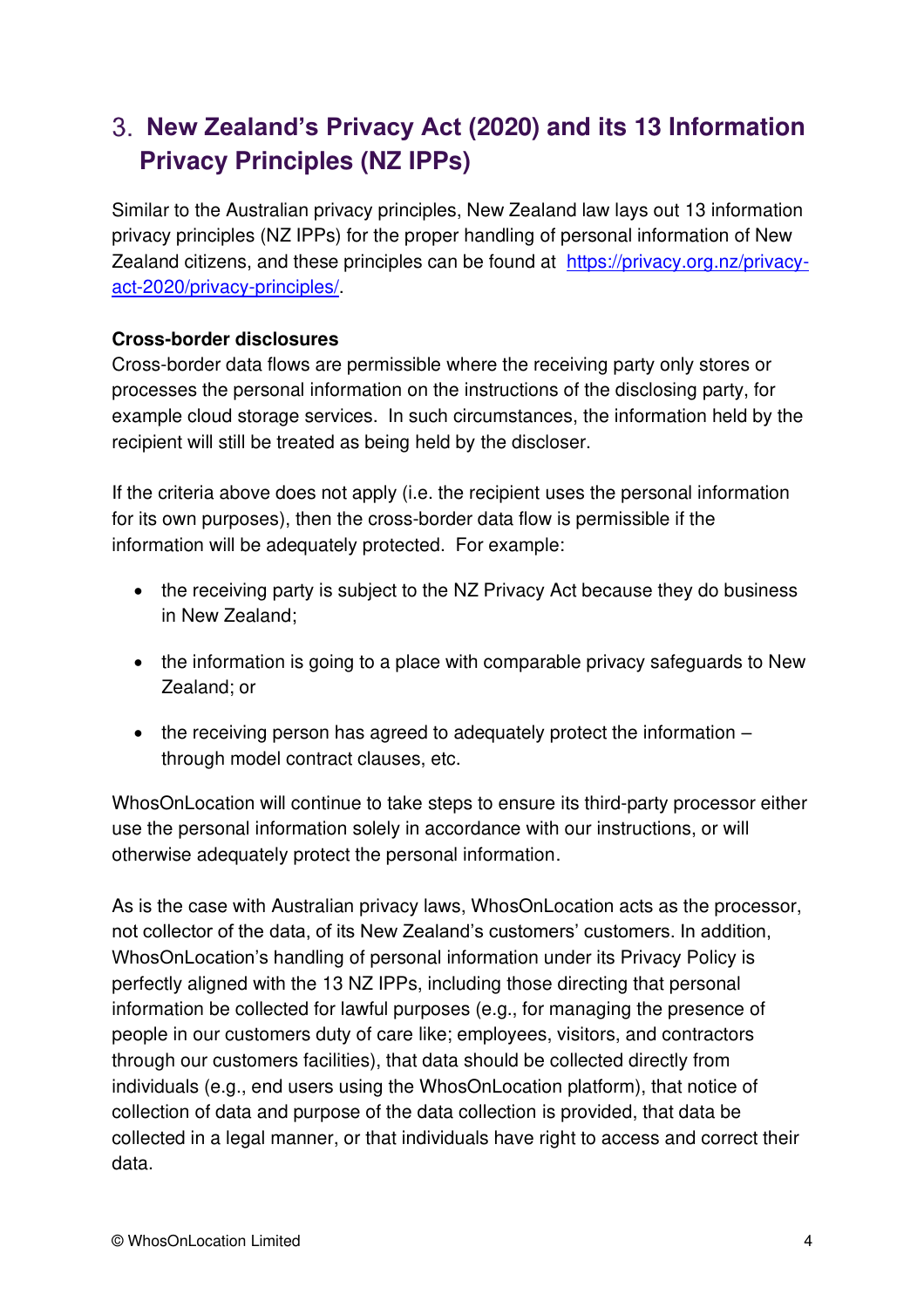## 3. New Zealand's Privacy Act (2020) and its 13 Information Privacy Principles (NZ IPPs)

Similar to the Australian privacy principles, New Zealand law lays out 13 information privacy principles (NZ IPPs) for the proper handling of personal information of New Zealand citizens, and these principles can be found at [https://privacy.org.nz/privacy-act-2020/privacy-principles/](https://privacy.org.nz/privacy-act-2020/privacy-principles/).

**Cross-border disclosures**

Cross-border data flows are permissible where the receiving party only stores or processes the personal information on the instructions of the disclosing party, for example cloud storage services. In such circumstances, the information held by the recipient will still be treated as being held by the discloser.

If the criteria above does not apply (i.e. the recipient uses the personal information for its own purposes), then the cross-border data flow is permissible if the information will be adequately protected. For example:

- the receiving party is subject to the NZ Privacy Act because they do business in New Zealand;
- the information is going to a place with comparable privacy safeguards to New Zealand; or
- the receiving person has agreed to adequately protect the information – through model contract clauses, etc.

WhosOnLocation will continue to take steps to ensure its third-party processor either use the personal information solely in accordance with our instructions, or will otherwise adequately protect the personal information.

As is the case with Australian privacy laws, WhosOnLocation acts as the processor, not collector of the data, of its New Zealand's customers' customers. In addition, WhosOnLocation's handling of personal information under its Privacy Policy is perfectly aligned with the 13 NZ IPPs, including those directing that personal information be collected for lawful purposes (e.g., for managing the presence of people in our customers duty of care like; employees, visitors, and contractors through our customers facilities), that data should be collected directly from individuals (e.g., end users using the WhosOnLocation platform), that notice of collection of data and purpose of the data collection is provided, that data be collected in a legal manner, or that individuals have right to access and correct their data.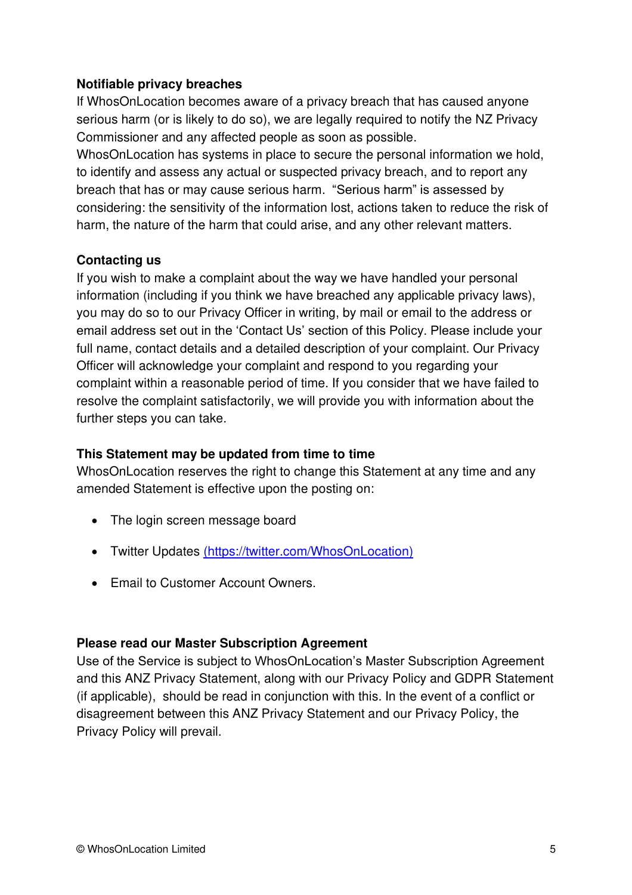**Notifiable privacy breaches**

If WhosOnLocation becomes aware of a privacy breach that has caused anyone serious harm (or is likely to do so), we are legally required to notify the NZ Privacy Commissioner and any affected people as soon as possible.

WhosOnLocation has systems in place to secure the personal information we hold, to identify and assess any actual or suspected privacy breach, and to report any breach that has or may cause serious harm. "Serious harm" is assessed by considering: the sensitivity of the information lost, actions taken to reduce the risk of harm, the nature of the harm that could arise, and any other relevant matters.

**Contacting us**

If you wish to make a complaint about the way we have handled your personal information (including if you think we have breached any applicable privacy laws), you may do so to our Privacy Officer in writing, by mail or email to the address or email address set out in the 'Contact Us' section of this Policy. Please include your full name, contact details and a detailed description of your complaint. Our Privacy Officer will acknowledge your complaint and respond to you regarding your complaint within a reasonable period of time. If you consider that we have failed to resolve the complaint satisfactorily, we will provide you with information about the further steps you can take.

**This Statement may be updated from time to time**

WhosOnLocation reserves the right to change this Statement at any time and any amended Statement is effective upon the posting on:

- The login screen message board
- Twitter Updates (https://twitter.com/WhosOnLocation)
- Email to Customer Account Owners.

**Please read our Master Subscription Agreement**

Use of the Service is subject to WhosOnLocation's Master Subscription Agreement and this ANZ Privacy Statement, along with our Privacy Policy and GDPR Statement (if applicable), should be read in conjunction with this. In the event of a conflict or disagreement between this ANZ Privacy Statement and our Privacy Policy, the Privacy Policy will prevail.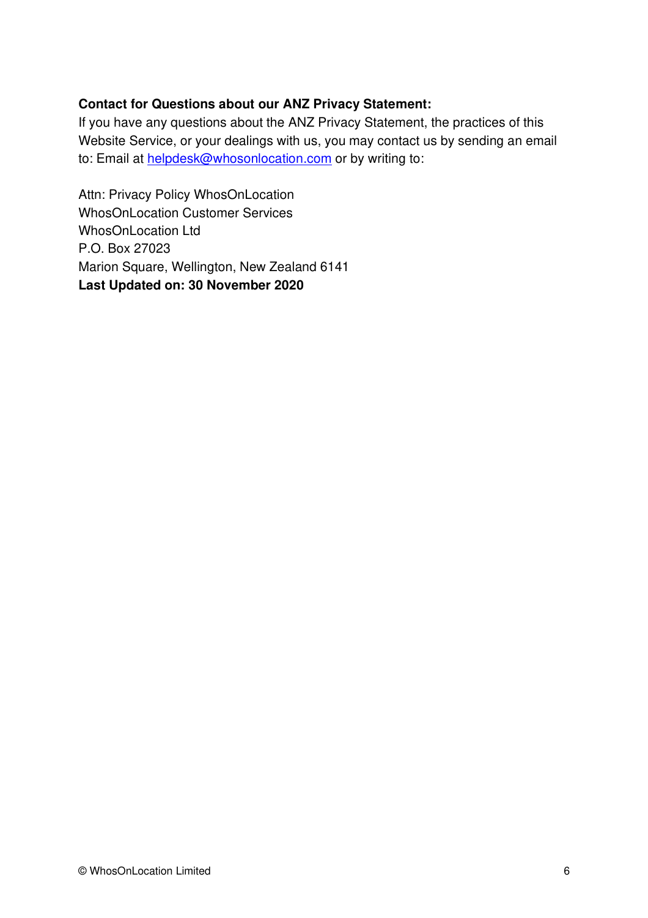**Contact for Questions about our ANZ Privacy Statement:**

If you have any questions about the ANZ Privacy Statement, the practices of this Website Service, or your dealings with us, you may contact us by sending an email to: Email at helpdesk@whosonlocation.com or by writing to:

Attn: Privacy Policy WhosOnLocation
WhosOnLocation Customer Services
WhosOnLocation Ltd
P.O. Box 27023
Marion Square, Wellington, New Zealand 6141

**Last Updated on: 30 November 2020**